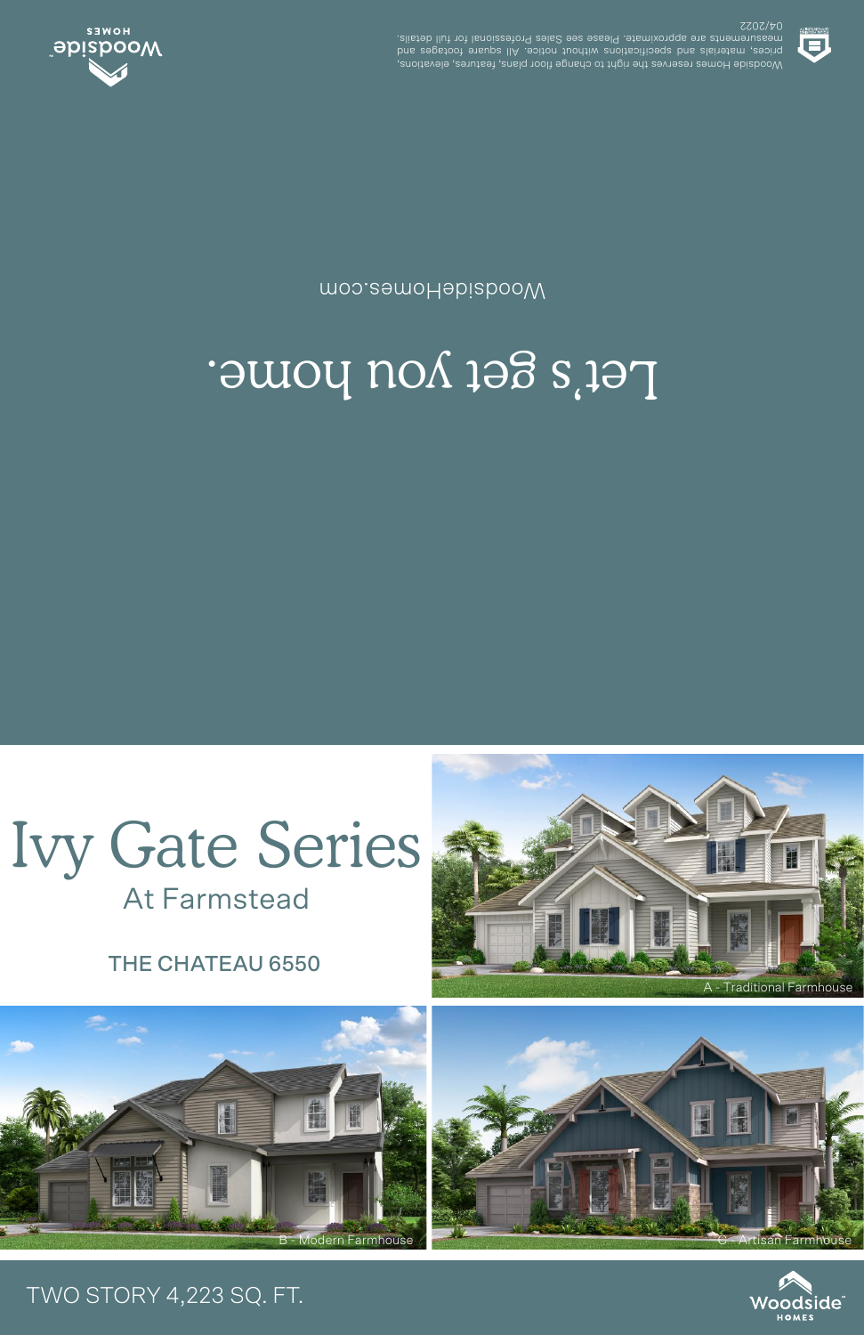Woodside Homes reserves the right to change floor plans, features, elevations, prices, materials and specifications without notice. All square footages and measurements are approximate. Please see Sales Professional for full details. 04/2022

Woodside HOMES

# Let's get you home.

WoodsideHomes.com

# Ivy Gate Series

## At Farmstead

### THE CHATEAU 6550

A - Traditional Farmhouse

B - Modern Farmhouse

C - Artisan Farmhouse

TWO STORY 4,223 SQ. FT.

Woodside HOMES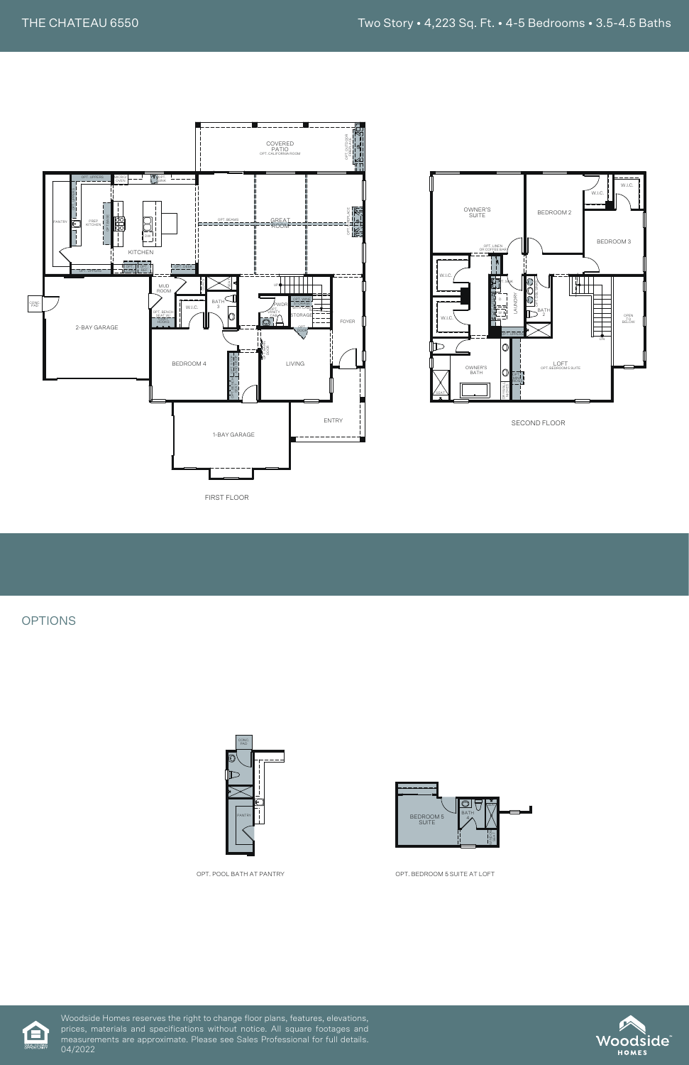# THE CHATEAU 6550

Two Story • 4,223 Sq. Ft. • 4-5 Bedrooms • 3.5-4.5 Baths

COVERED PATIO
OPT. CALIFORNIA ROOM

OPT. OUTDOOR FIREPLACE

KITCHEN

PANTRY

PREP KITCHEN

GREAT ROOM

OPT. BEAMS

OPT. FIREPLACE

MUD ROOM

OPT. BENCH SEAT W/ HOOKS

W.I.C.

BATH 3

PWDR

OPT. VANITY SINK

STORAGE

FOYER

2-BAY GARAGE

CONC. PAD

BEDROOM 4

LIVING

ENTRY

1-BAY GARAGE

FIRST FLOOR

OWNER'S SUITE

BEDROOM 2

BEDROOM 3

W.I.C.

OPT. LINEN OR COFFEE BAR

LAUNDRY

BATH 2

OPEN TO BELOW

OWNER'S BATH

LOFT
OPT. BEDROOM 5 SUITE

SECOND FLOOR

## OPTIONS

CONC. PAD

PANTRY

OPT. POOL BATH AT PANTRY

BEDROOM 5 SUITE

BATH

OPT. BEDROOM 5 SUITE AT LOFT

Woodside Homes reserves the right to change floor plans, features, elevations, prices, materials and specifications without notice. All square footages and measurements are approximate. Please see Sales Professional for full details. 04/2022

Woodside HOMES